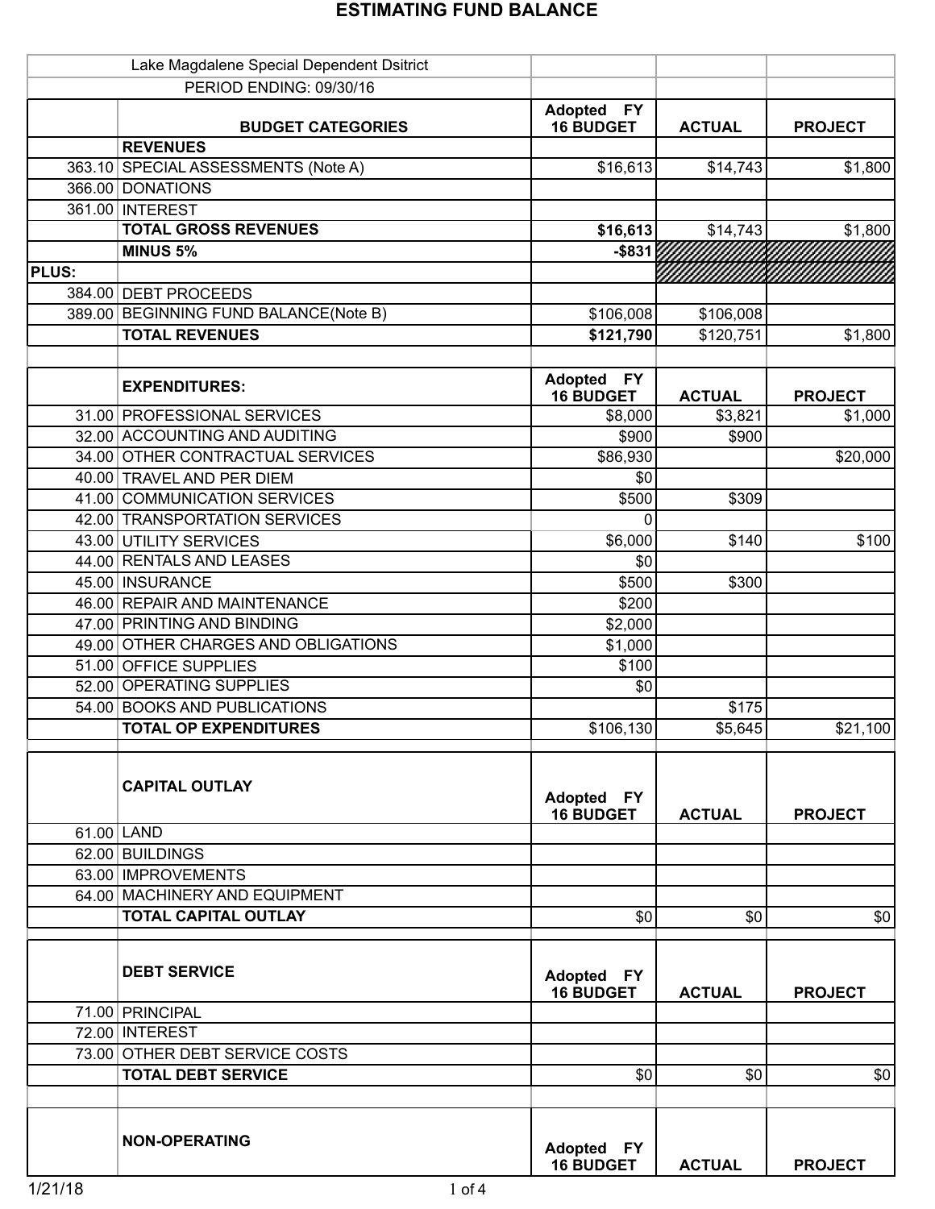# ESTIMATING FUND BALANCE

| | Lake Magdalene Special Dependent Dsitrict | | | |
|---|---|---|---|---|
| | PERIOD ENDING: 09/30/16 | | | |
| | **BUDGET CATEGORIES** | **Adopted FY 16 BUDGET** | **ACTUAL** | **PROJECT** |
| | **REVENUES** | | | |
| 363.10 | SPECIAL ASSESSMENTS (Note A) | $16,613 | $14,743 | $1,800 |
| 366.00 | DONATIONS | | | |
| 361.00 | INTEREST | | | |
| | **TOTAL GROSS REVENUES** | **$16,613** | $14,743 | $1,800 |
| | **MINUS 5%** | **-$831** | | |
| **PLUS:** | | | | |
| 384.00 | DEBT PROCEEDS | | | |
| 389.00 | BEGINNING FUND BALANCE(Note B) | $106,008 | $106,008 | |
| | **TOTAL REVENUES** | **$121,790** | $120,751 | $1,800 |
| | | | | |
| | **EXPENDITURES:** | **Adopted FY 16 BUDGET** | **ACTUAL** | **PROJECT** |
| 31.00 | PROFESSIONAL SERVICES | $8,000 | $3,821 | $1,000 |
| 32.00 | ACCOUNTING AND AUDITING | $900 | $900 | |
| 34.00 | OTHER CONTRACTUAL SERVICES | $86,930 | | $20,000 |
| 40.00 | TRAVEL AND PER DIEM | $0 | | |
| 41.00 | COMMUNICATION SERVICES | $500 | $309 | |
| 42.00 | TRANSPORTATION SERVICES | 0 | | |
| 43.00 | UTILITY SERVICES | $6,000 | $140 | $100 |
| 44.00 | RENTALS AND LEASES | $0 | | |
| 45.00 | INSURANCE | $500 | $300 | |
| 46.00 | REPAIR AND MAINTENANCE | $200 | | |
| 47.00 | PRINTING AND BINDING | $2,000 | | |
| 49.00 | OTHER CHARGES AND OBLIGATIONS | $1,000 | | |
| 51.00 | OFFICE SUPPLIES | $100 | | |
| 52.00 | OPERATING SUPPLIES | $0 | | |
| 54.00 | BOOKS AND PUBLICATIONS | | $175 | |
| | **TOTAL OP EXPENDITURES** | $106,130 | $5,645 | $21,100 |
| | | | | |
| | **CAPITAL OUTLAY** | **Adopted FY 16 BUDGET** | **ACTUAL** | **PROJECT** |
| 61.00 | LAND | | | |
| 62.00 | BUILDINGS | | | |
| 63.00 | IMPROVEMENTS | | | |
| 64.00 | MACHINERY AND EQUIPMENT | | | |
| | **TOTAL CAPITAL OUTLAY** | $0 | $0 | $0 |
| | | | | |
| | **DEBT SERVICE** | **Adopted FY 16 BUDGET** | **ACTUAL** | **PROJECT** |
| 71.00 | PRINCIPAL | | | |
| 72.00 | INTEREST | | | |
| 73.00 | OTHER DEBT SERVICE COSTS | | | |
| | **TOTAL DEBT SERVICE** | $0 | $0 | $0 |
| | | | | |
| | **NON-OPERATING** | **Adopted FY 16 BUDGET** | **ACTUAL** | **PROJECT** |

1/21/18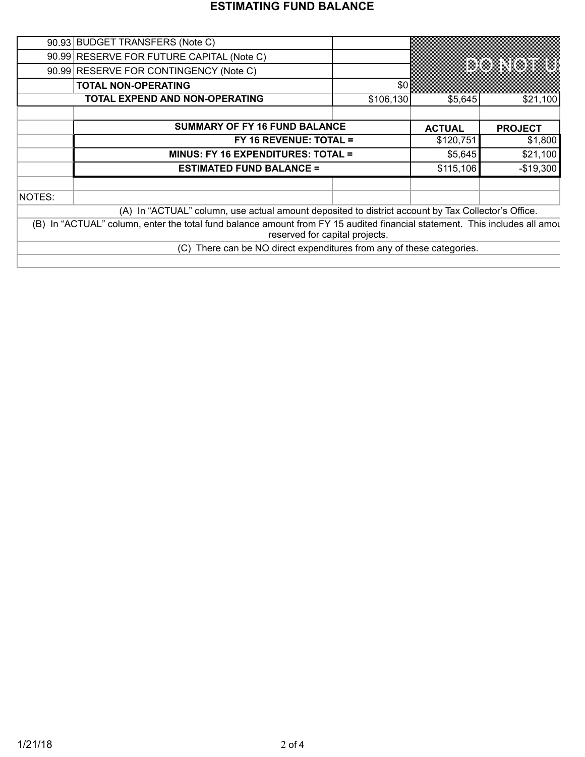## ESTIMATING FUND BALANCE

| | | | | |
|---|---|---|---|---|
| 90.93 | BUDGET TRANSFERS (Note C) | | DO NOT U | |
| 90.99 | RESERVE FOR FUTURE CAPITAL (Note C) | | | |
| 90.99 | RESERVE FOR CONTINGENCY (Note C) | | | |
| | **TOTAL NON-OPERATING** | $0 | | |
| | **TOTAL EXPEND AND NON-OPERATING** | $106,130 | $5,645 | $21,100 |

| SUMMARY OF FY 16 FUND BALANCE | ACTUAL | PROJECT |
|---|---|---|
| **FY 16 REVENUE: TOTAL =** | $120,751 | $1,800 |
| **MINUS: FY 16 EXPENDITURES: TOTAL =** | $5,645 | $21,100 |
| **ESTIMATED FUND BALANCE =** | $115,106 | -$19,300 |

NOTES:

(A) In "ACTUAL" column, use actual amount deposited to district account by Tax Collector's Office.

(B) In "ACTUAL" column, enter the total fund balance amount from FY 15 audited financial statement. This includes all amou reserved for capital projects.

(C) There can be NO direct expenditures from any of these categories.

1/21/18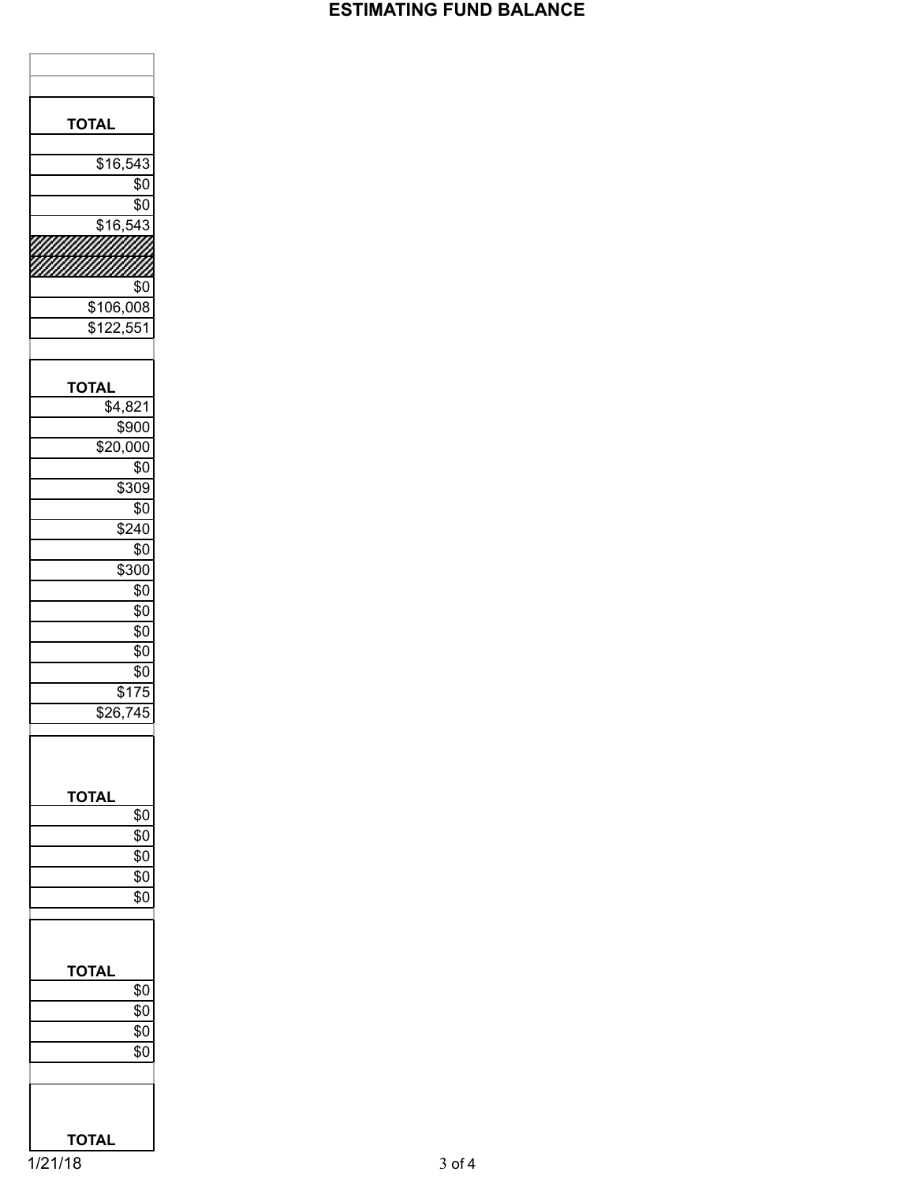# ESTIMATING FUND BALANCE

| TOTAL |
|---|
| |
| $16,543 |
| $0 |
| $0 |
| $16,543 |
| |
| |
| $0 |
| $106,008 |
| $122,551 |

| TOTAL |
|---|
| $4,821 |
| $900 |
| $20,000 |
| $0 |
| $309 |
| $0 |
| $240 |
| $0 |
| $300 |
| $0 |
| $0 |
| $0 |
| $0 |
| $0 |
| $175 |
| $26,745 |

| TOTAL |
|---|
| $0 |
| $0 |
| $0 |
| $0 |
| $0 |

| TOTAL |
|---|
| $0 |
| $0 |
| $0 |
| $0 |

| TOTAL |
|---|

1/21/18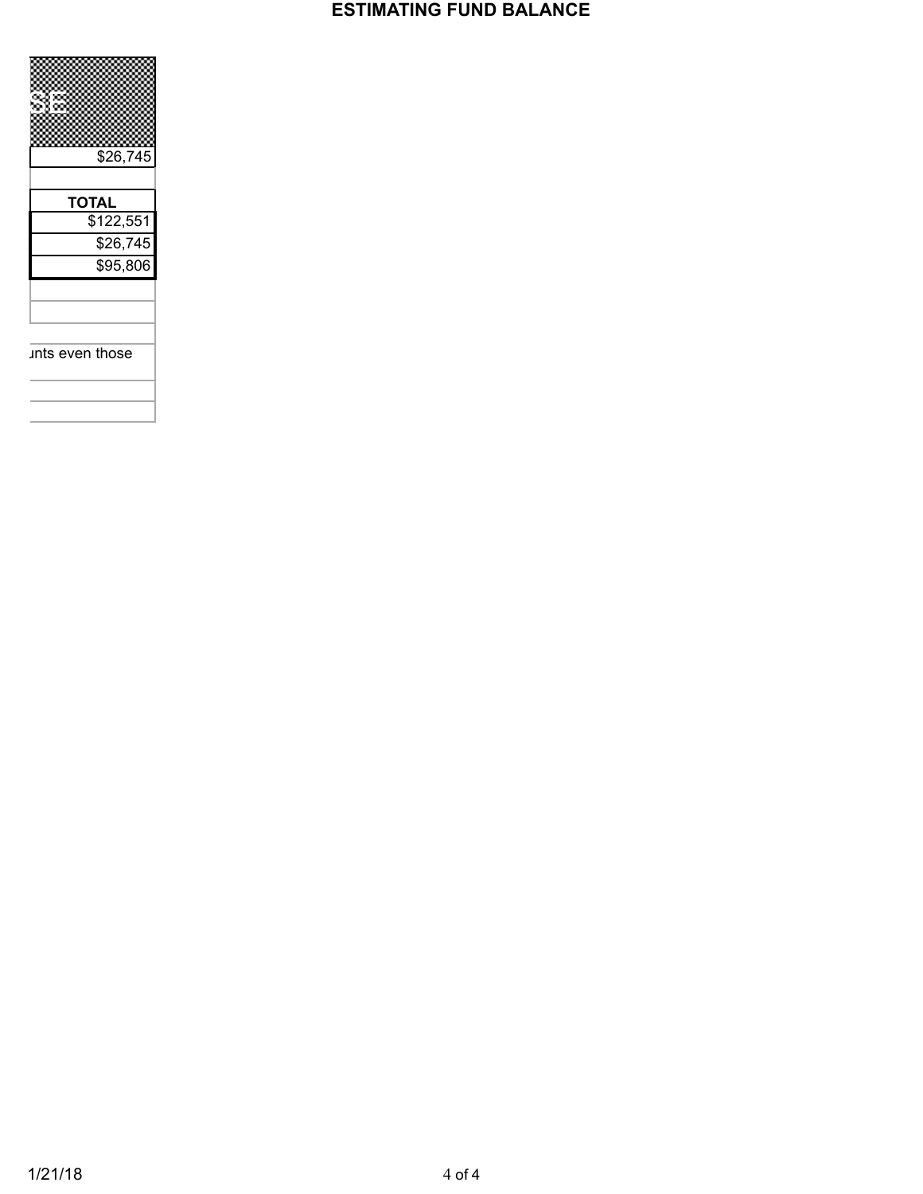| SE |
| --- |
| $26,745 |
| |

| TOTAL |
| --- |
| $122,551 |
| $26,745 |
| $95,806 |
| |
| |
| |
| ınts even those |
| |
| |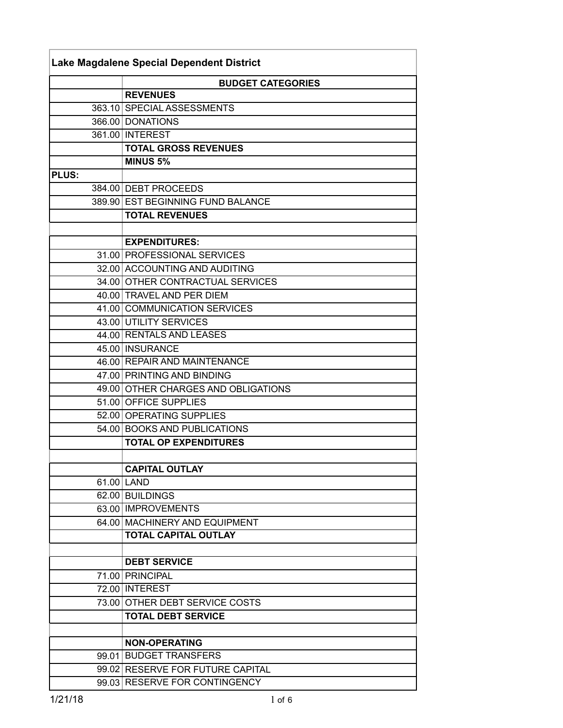| Lake Magdalene Special Dependent District | |
|---|---|
| | **BUDGET CATEGORIES** |
| | **REVENUES** |
| 363.10 | SPECIAL ASSESSMENTS |
| 366.00 | DONATIONS |
| 361.00 | INTEREST |
| | **TOTAL GROSS REVENUES** |
| | **MINUS 5%** |
| **PLUS:** | |
| 384.00 | DEBT PROCEEDS |
| 389.90 | EST BEGINNING FUND BALANCE |
| | **TOTAL REVENUES** |
| | |
| | **EXPENDITURES:** |
| 31.00 | PROFESSIONAL SERVICES |
| 32.00 | ACCOUNTING AND AUDITING |
| 34.00 | OTHER CONTRACTUAL SERVICES |
| 40.00 | TRAVEL AND PER DIEM |
| 41.00 | COMMUNICATION SERVICES |
| 43.00 | UTILITY SERVICES |
| 44.00 | RENTALS AND LEASES |
| 45.00 | INSURANCE |
| 46.00 | REPAIR AND MAINTENANCE |
| 47.00 | PRINTING AND BINDING |
| 49.00 | OTHER CHARGES AND OBLIGATIONS |
| 51.00 | OFFICE SUPPLIES |
| 52.00 | OPERATING SUPPLIES |
| 54.00 | BOOKS AND PUBLICATIONS |
| | **TOTAL OP EXPENDITURES** |
| | |
| | **CAPITAL OUTLAY** |
| 61.00 | LAND |
| 62.00 | BUILDINGS |
| 63.00 | IMPROVEMENTS |
| 64.00 | MACHINERY AND EQUIPMENT |
| | **TOTAL CAPITAL OUTLAY** |
| | |
| | **DEBT SERVICE** |
| 71.00 | PRINCIPAL |
| 72.00 | INTEREST |
| 73.00 | OTHER DEBT SERVICE COSTS |
| | **TOTAL DEBT SERVICE** |
| | |
| | **NON-OPERATING** |
| 99.01 | BUDGET TRANSFERS |
| 99.02 | RESERVE FOR FUTURE CAPITAL |
| 99.03 | RESERVE FOR CONTINGENCY |

1/21/18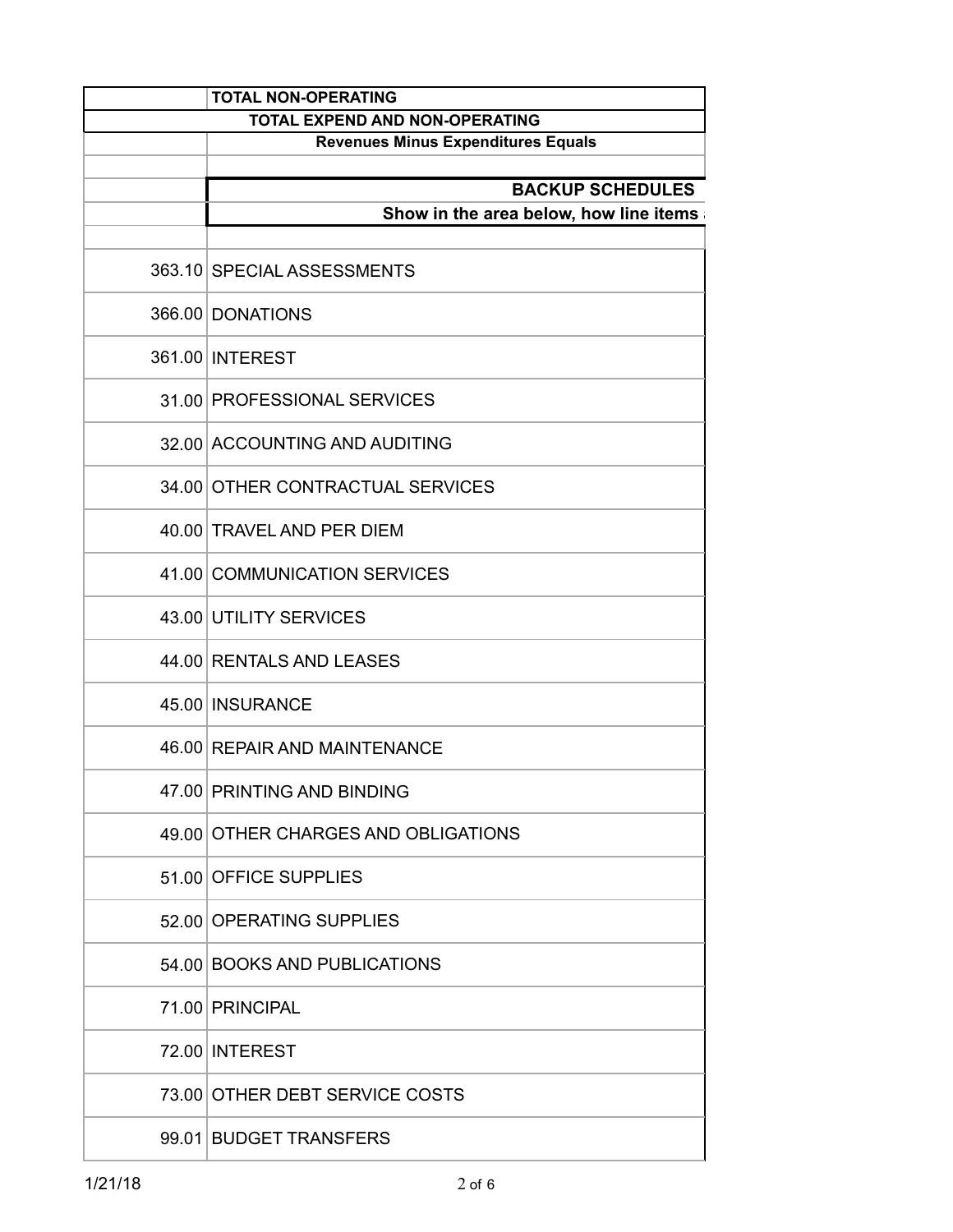| | |
|---|---|
| | **TOTAL NON-OPERATING** |
| **TOTAL EXPEND AND NON-OPERATING** | |
| | **Revenues Minus Expenditures Equals** |
| | |
| | **BACKUP SCHEDULES** |
| | **Show in the area below, how line items** |
| | |
| 363.10 | SPECIAL ASSESSMENTS |
| 366.00 | DONATIONS |
| 361.00 | INTEREST |
| 31.00 | PROFESSIONAL SERVICES |
| 32.00 | ACCOUNTING AND AUDITING |
| 34.00 | OTHER CONTRACTUAL SERVICES |
| 40.00 | TRAVEL AND PER DIEM |
| 41.00 | COMMUNICATION SERVICES |
| 43.00 | UTILITY SERVICES |
| 44.00 | RENTALS AND LEASES |
| 45.00 | INSURANCE |
| 46.00 | REPAIR AND MAINTENANCE |
| 47.00 | PRINTING AND BINDING |
| 49.00 | OTHER CHARGES AND OBLIGATIONS |
| 51.00 | OFFICE SUPPLIES |
| 52.00 | OPERATING SUPPLIES |
| 54.00 | BOOKS AND PUBLICATIONS |
| 71.00 | PRINCIPAL |
| 72.00 | INTEREST |
| 73.00 | OTHER DEBT SERVICE COSTS |
| 99.01 | BUDGET TRANSFERS |

1/21/18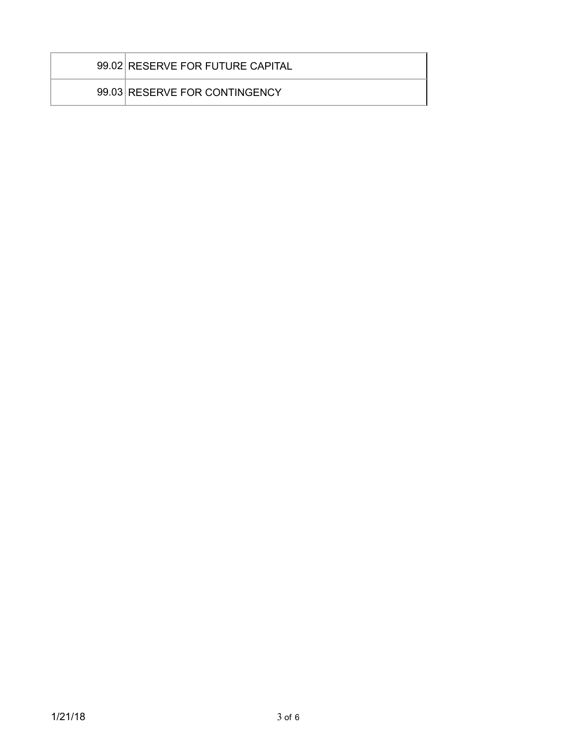| | |
|---|---|
| 99.02 | RESERVE FOR FUTURE CAPITAL |
| 99.03 | RESERVE FOR CONTINGENCY |

1/21/18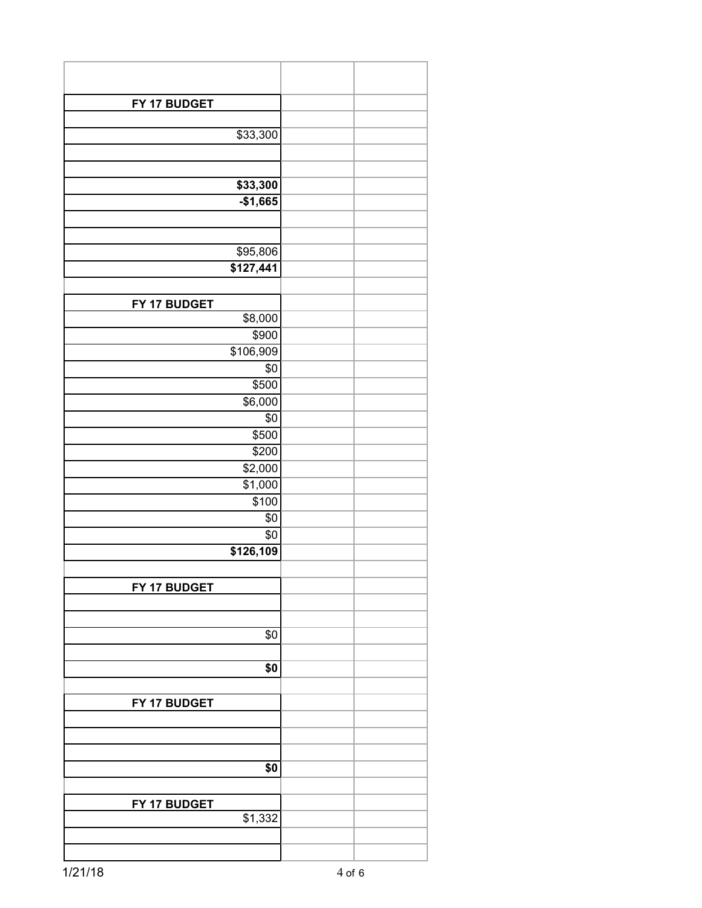| FY 17 BUDGET | | |
|---|---|---|
| | | |
| $33,300 | | |
| | | |
| | | |
| **$33,300** | | |
| **-$1,665** | | |
| | | |
| | | |
| $95,806 | | |
| **$127,441** | | |
| | | |
| **FY 17 BUDGET** | | |
| $8,000 | | |
| $900 | | |
| $106,909 | | |
| $0 | | |
| $500 | | |
| $6,000 | | |
| $0 | | |
| $500 | | |
| $200 | | |
| $2,000 | | |
| $1,000 | | |
| $100 | | |
| $0 | | |
| $0 | | |
| **$126,109** | | |
| | | |
| **FY 17 BUDGET** | | |
| | | |
| | | |
| $0 | | |
| | | |
| **$0** | | |
| | | |
| **FY 17 BUDGET** | | |
| | | |
| | | |
| | | |
| **$0** | | |
| | | |
| **FY 17 BUDGET** | | |
| $1,332 | | |
| | | |
| | | |

1/21/18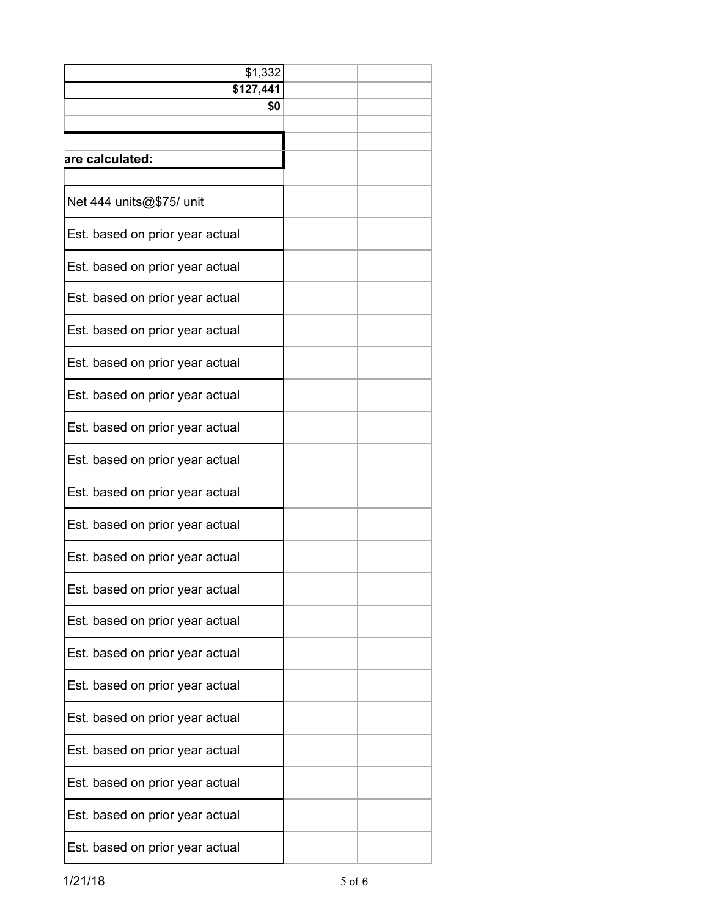| | | |
|---|---|---|
| $1,332 | | |
| **$127,441** | | |
| **$0** | | |
| | | |
| | | |
| **are calculated:** | | |
| | | |
| Net 444 units@$75/ unit | | |
| Est. based on prior year actual | | |
| Est. based on prior year actual | | |
| Est. based on prior year actual | | |
| Est. based on prior year actual | | |
| Est. based on prior year actual | | |
| Est. based on prior year actual | | |
| Est. based on prior year actual | | |
| Est. based on prior year actual | | |
| Est. based on prior year actual | | |
| Est. based on prior year actual | | |
| Est. based on prior year actual | | |
| Est. based on prior year actual | | |
| Est. based on prior year actual | | |
| Est. based on prior year actual | | |
| Est. based on prior year actual | | |
| Est. based on prior year actual | | |
| Est. based on prior year actual | | |
| Est. based on prior year actual | | |
| Est. based on prior year actual | | |
| Est. based on prior year actual | | |

1/21/18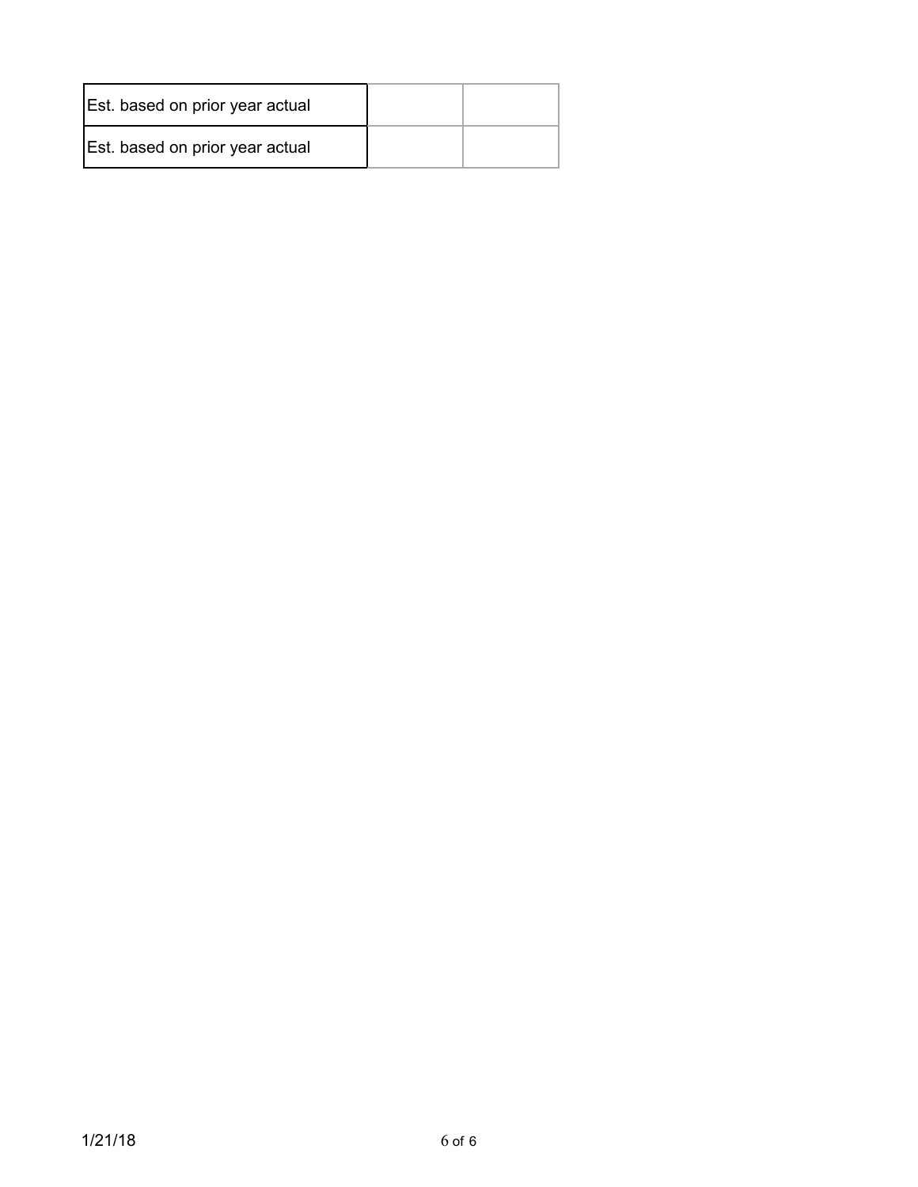| | | |
|---|---|---|
| Est. based on prior year actual | | |
| Est. based on prior year actual | | |